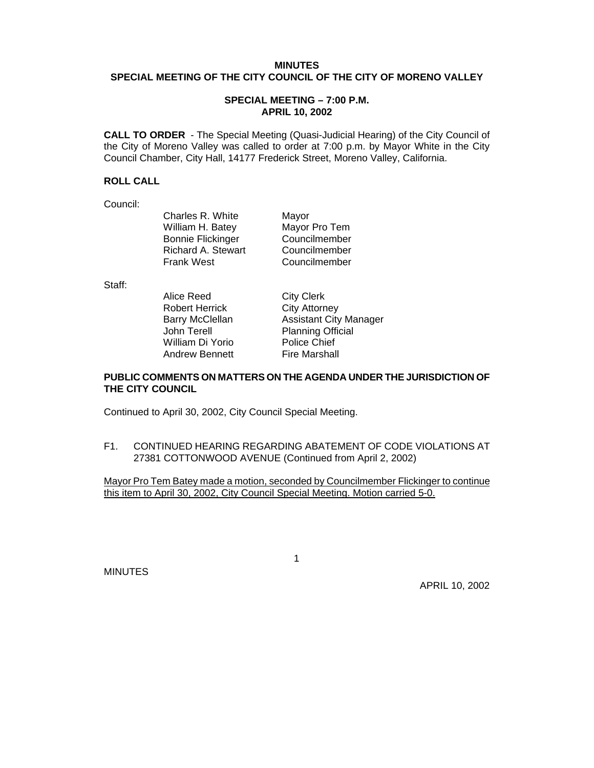**MINUTES**
**SPECIAL MEETING OF THE CITY COUNCIL OF THE CITY OF MORENO VALLEY**

**SPECIAL MEETING – 7:00 P.M.**
**APRIL 10, 2002**

**CALL TO ORDER** - The Special Meeting (Quasi-Judicial Hearing) of the City Council of the City of Moreno Valley was called to order at 7:00 p.m. by Mayor White in the City Council Chamber, City Hall, 14177 Frederick Street, Moreno Valley, California.

**ROLL CALL**

Council:

| | |
|---|---|
| Charles R. White | Mayor |
| William H. Batey | Mayor Pro Tem |
| Bonnie Flickinger | Councilmember |
| Richard A. Stewart | Councilmember |
| Frank West | Councilmember |

Staff:

| | |
|---|---|
| Alice Reed | City Clerk |
| Robert Herrick | City Attorney |
| Barry McClellan | Assistant City Manager |
| John Terell | Planning Official |
| William Di Yorio | Police Chief |
| Andrew Bennett | Fire Marshall |

**PUBLIC COMMENTS ON MATTERS ON THE AGENDA UNDER THE JURISDICTION OF THE CITY COUNCIL**

Continued to April 30, 2002, City Council Special Meeting.

F1. CONTINUED HEARING REGARDING ABATEMENT OF CODE VIOLATIONS AT 27381 COTTONWOOD AVENUE (Continued from April 2, 2002)

<u>Mayor Pro Tem Batey made a motion, seconded by Councilmember Flickinger to continue this item to April 30, 2002, City Council Special Meeting. Motion carried 5-0.</u>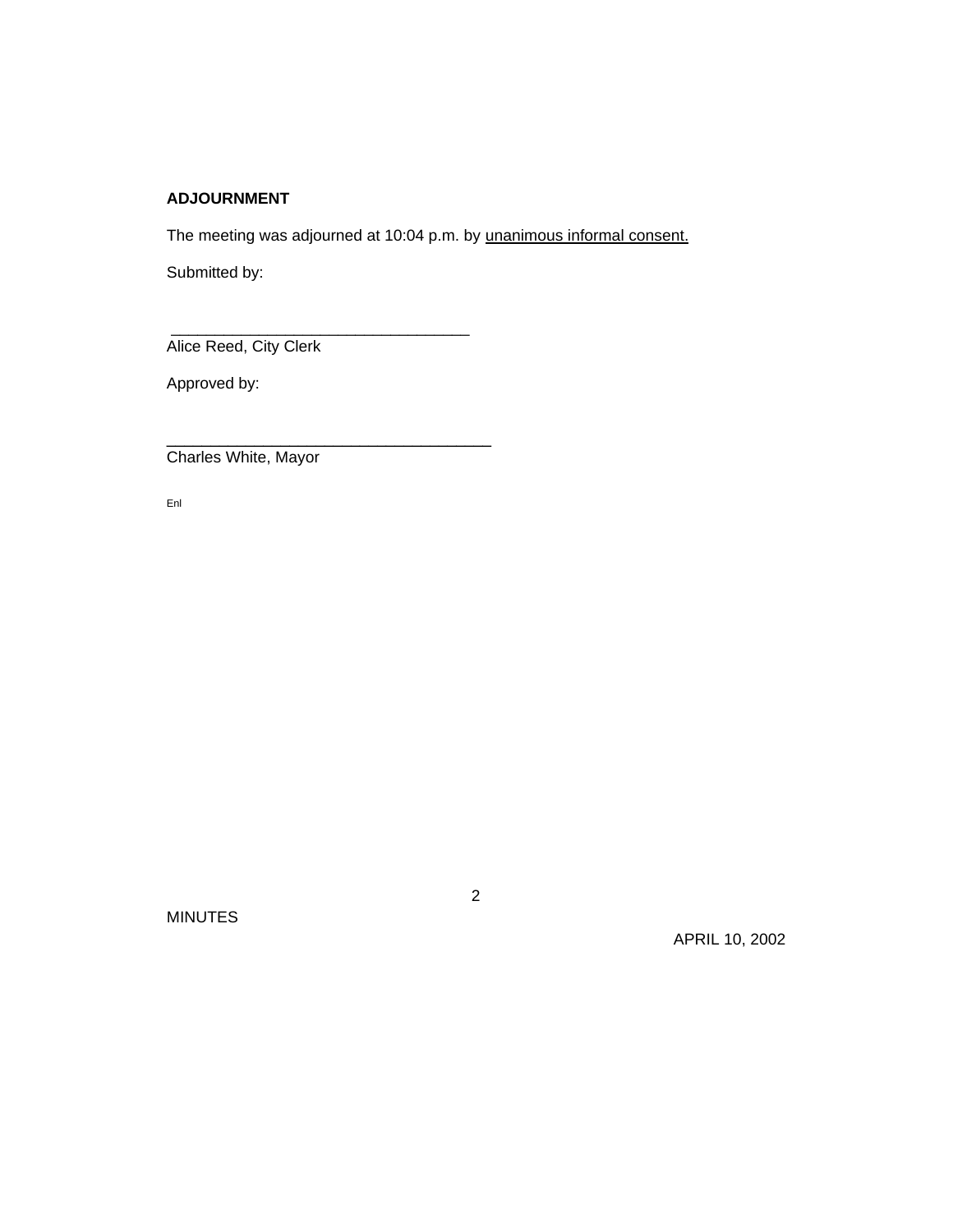**ADJOURNMENT**

The meeting was adjourned at 10:04 p.m. by unanimous informal consent.

Submitted by:

\_\_\_\_\_\_\_\_\_\_\_\_\_\_\_\_\_\_\_\_\_\_\_\_\_\_\_\_\_\_\_\_\_\_
Alice Reed, City Clerk

Approved by:

\_\_\_\_\_\_\_\_\_\_\_\_\_\_\_\_\_\_\_\_\_\_\_\_\_\_\_\_\_\_\_\_\_\_\_\_
Charles White, Mayor

Enl